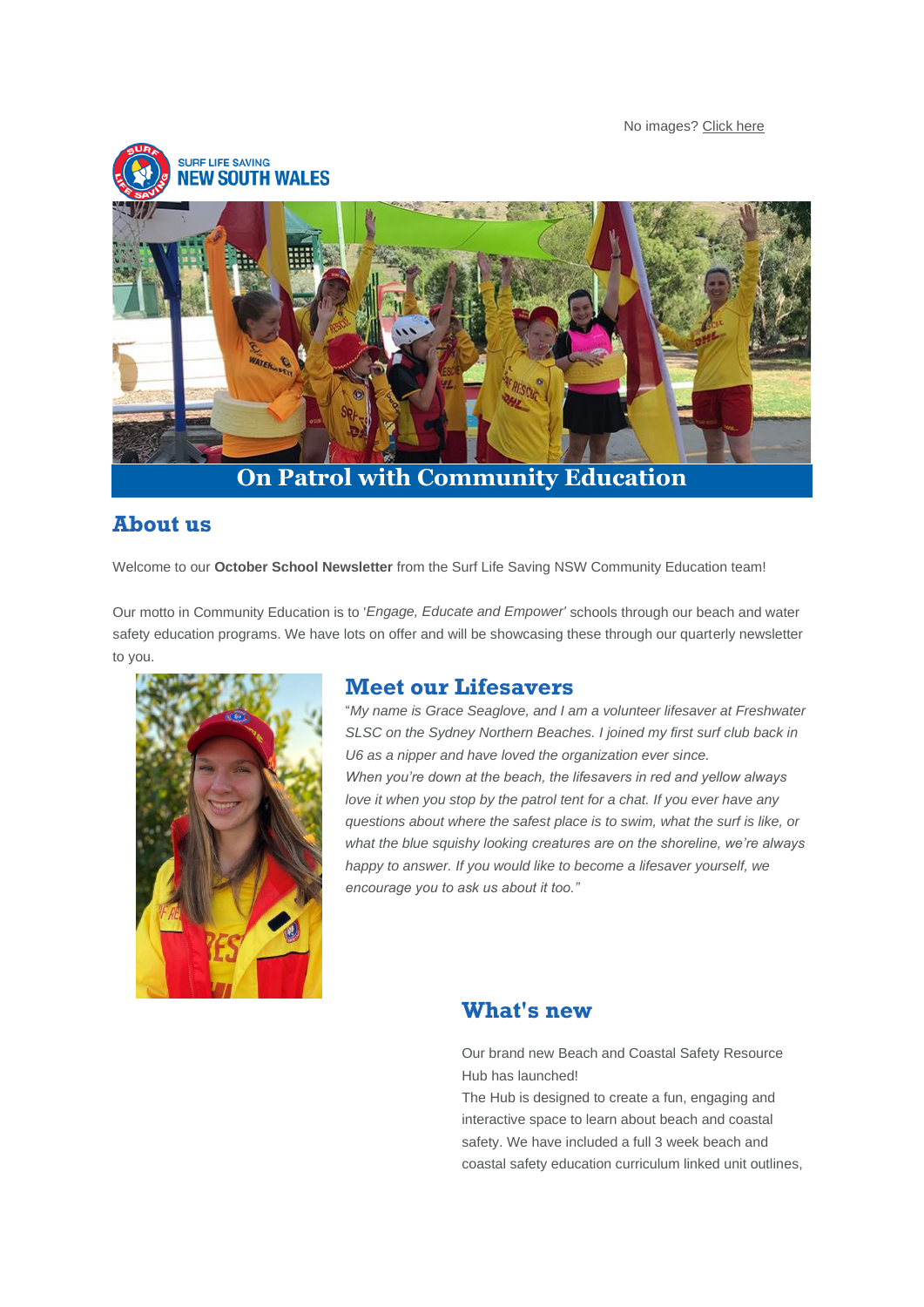No images? Click here

SURF LIFE SAVING NEW SOUTH WALES

# On Patrol with Community Education

## About us

Welcome to our **October School Newsletter** from the Surf Life Saving NSW Community Education team!

Our motto in Community Education is to '*Engage, Educate and Empower*' schools through our beach and water safety education programs. We have lots on offer and will be showcasing these through our quarterly newsletter to you.

## Meet our Lifesavers

"*My name is Grace Seaglove, and I am a volunteer lifesaver at Freshwater SLSC on the Sydney Northern Beaches. I joined my first surf club back in U6 as a nipper and have loved the organization ever since.*
*When you're down at the beach, the lifesavers in red and yellow always love it when you stop by the patrol tent for a chat. If you ever have any questions about where the safest place is to swim, what the surf is like, or what the blue squishy looking creatures are on the shoreline, we're always happy to answer. If you would like to become a lifesaver yourself, we encourage you to ask us about it too.*"

## What's new

Our brand new Beach and Coastal Safety Resource Hub has launched!
The Hub is designed to create a fun, engaging and interactive space to learn about beach and coastal safety. We have included a full 3 week beach and coastal safety education curriculum linked unit outlines,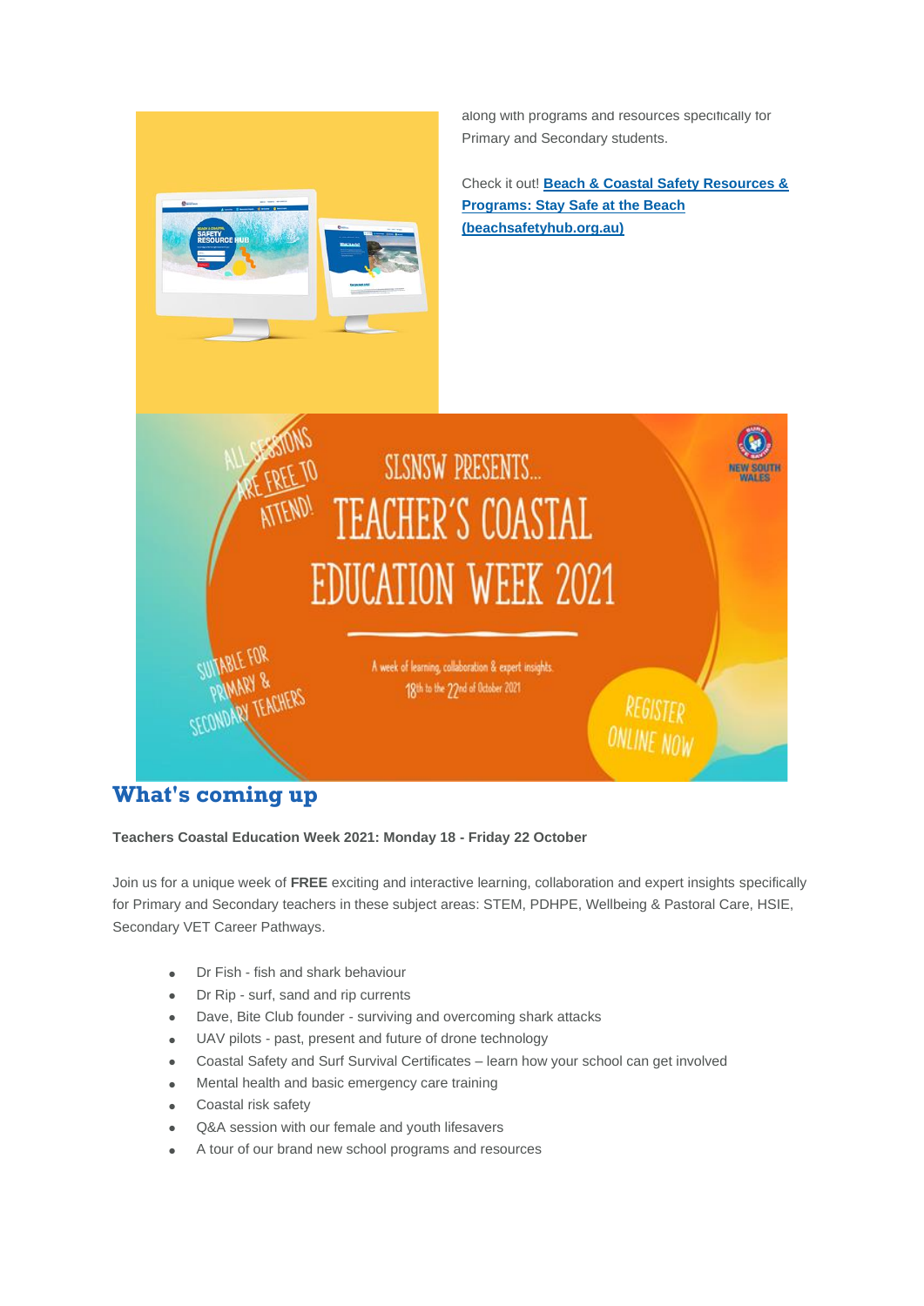along with programs and resources specifically for Primary and Secondary students.

Check it out! **[Beach & Coastal Safety Resources & Programs: Stay Safe at the Beach (beachsafetyhub.org.au)]**

## What's coming up

**Teachers Coastal Education Week 2021: Monday 18 - Friday 22 October**

Join us for a unique week of **FREE** exciting and interactive learning, collaboration and expert insights specifically for Primary and Secondary teachers in these subject areas: STEM, PDHPE, Wellbeing & Pastoral Care, HSIE, Secondary VET Career Pathways.

- Dr Fish - fish and shark behaviour
- Dr Rip - surf, sand and rip currents
- Dave, Bite Club founder - surviving and overcoming shark attacks
- UAV pilots - past, present and future of drone technology
- Coastal Safety and Surf Survival Certificates – learn how your school can get involved
- Mental health and basic emergency care training
- Coastal risk safety
- Q&A session with our female and youth lifesavers
- A tour of our brand new school programs and resources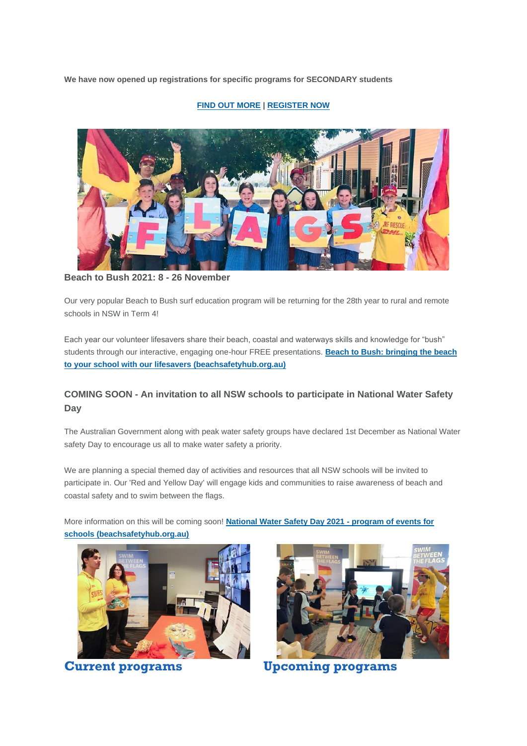**We have now opened up registrations for specific programs for SECONDARY students**

**FIND OUT MORE | REGISTER NOW**

**Beach to Bush 2021: 8 - 26 November**

Our very popular Beach to Bush surf education program will be returning for the 28th year to rural and remote schools in NSW in Term 4!

Each year our volunteer lifesavers share their beach, coastal and waterways skills and knowledge for "bush" students through our interactive, engaging one-hour FREE presentations. **Beach to Bush: bringing the beach to your school with our lifesavers (beachsafetyhub.org.au)**

### COMING SOON - An invitation to all NSW schools to participate in National Water Safety Day

The Australian Government along with peak water safety groups have declared 1st December as National Water safety Day to encourage us all to make water safety a priority.

We are planning a special themed day of activities and resources that all NSW schools will be invited to participate in. Our 'Red and Yellow Day' will engage kids and communities to raise awareness of beach and coastal safety and to swim between the flags.

More information on this will be coming soon! **National Water Safety Day 2021 - program of events for schools (beachsafetyhub.org.au)**

## Current programs

## Upcoming programs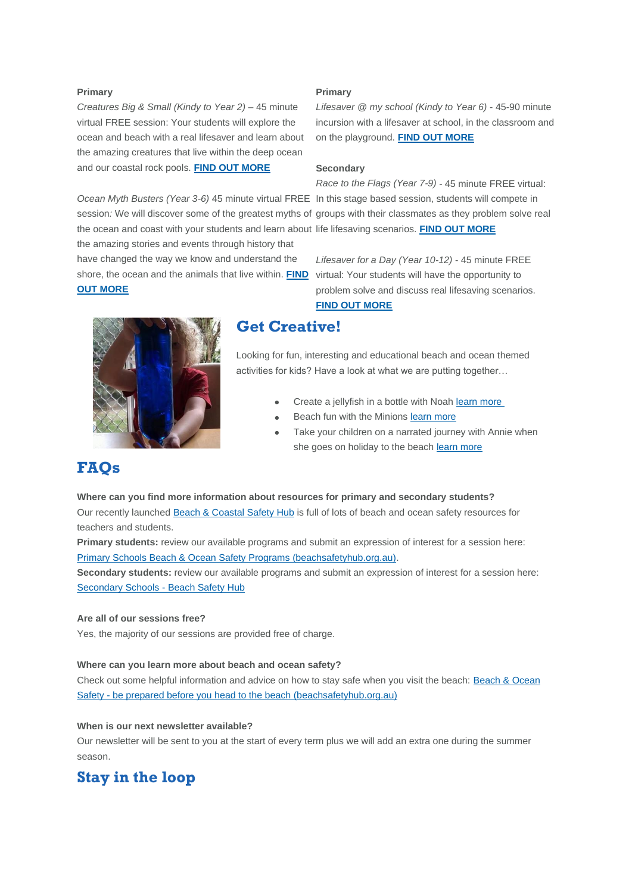**Primary**

*Creatures Big & Small (Kindy to Year 2)* – 45 minute virtual FREE session: Your students will explore the ocean and beach with a real lifesaver and learn about the amazing creatures that live within the deep ocean and our coastal rock pools. **FIND OUT MORE**

*Ocean Myth Busters (Year 3-6)* 45 minute virtual FREE session*:* We will discover some of the greatest myths of the ocean and coast with your students and learn about the amazing stories and events through history that have changed the way we know and understand the shore, the ocean and the animals that live within. **FIND OUT MORE**

**Primary**

*Lifesaver @ my school (Kindy to Year 6)* - 45-90 minute incursion with a lifesaver at school, in the classroom and on the playground. **FIND OUT MORE**

**Secondary**

*Race to the Flags (Year 7-9)* - 45 minute FREE virtual: In this stage based session, students will compete in groups with their classmates as they problem solve real life lifesaving scenarios. **FIND OUT MORE**

*Lifesaver for a Day (Year 10-12)* - 45 minute FREE virtual: Your students will have the opportunity to problem solve and discuss real lifesaving scenarios. **FIND OUT MORE**

## Get Creative!

Looking for fun, interesting and educational beach and ocean themed activities for kids? Have a look at what we are putting together…

- Create a jellyfish in a bottle with Noah learn more
- Beach fun with the Minions learn more
- Take your children on a narrated journey with Annie when she goes on holiday to the beach learn more

## FAQs

**Where can you find more information about resources for primary and secondary students?**

Our recently launched Beach & Coastal Safety Hub is full of lots of beach and ocean safety resources for teachers and students.

**Primary students:** review our available programs and submit an expression of interest for a session here: Primary Schools Beach & Ocean Safety Programs (beachsafetyhub.org.au).

**Secondary students:** review our available programs and submit an expression of interest for a session here: Secondary Schools - Beach Safety Hub

**Are all of our sessions free?**

Yes, the majority of our sessions are provided free of charge.

**Where can you learn more about beach and ocean safety?**

Check out some helpful information and advice on how to stay safe when you visit the beach: Beach & Ocean Safety - be prepared before you head to the beach (beachsafetyhub.org.au)

**When is our next newsletter available?**

Our newsletter will be sent to you at the start of every term plus we will add an extra one during the summer season.

## Stay in the loop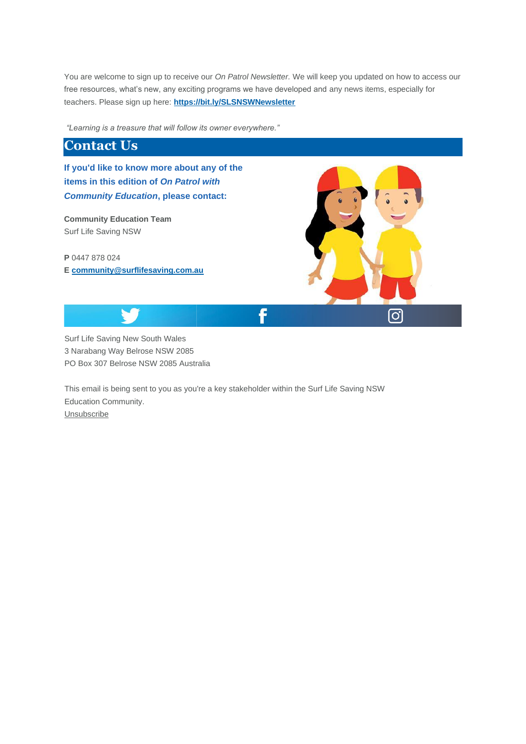You are welcome to sign up to receive our *On Patrol Newsletter.* We will keep you updated on how to access our free resources, what's new, any exciting programs we have developed and any news items, especially for teachers. Please sign up here: **https://bit.ly/SLSNSWNewsletter**

*"Learning is a treasure that will follow its owner everywhere."*

# Contact Us

**If you'd like to know more about any of the items in this edition of *On Patrol with Community Education*, please contact:**

**Community Education Team**
Surf Life Saving NSW

**P** 0447 878 024
**E** **community@surflifesaving.com.au**

Surf Life Saving New South Wales
3 Narabang Way Belrose NSW 2085
PO Box 307 Belrose NSW 2085 Australia

This email is being sent to you as you're a key stakeholder within the Surf Life Saving NSW Education Community.
Unsubscribe